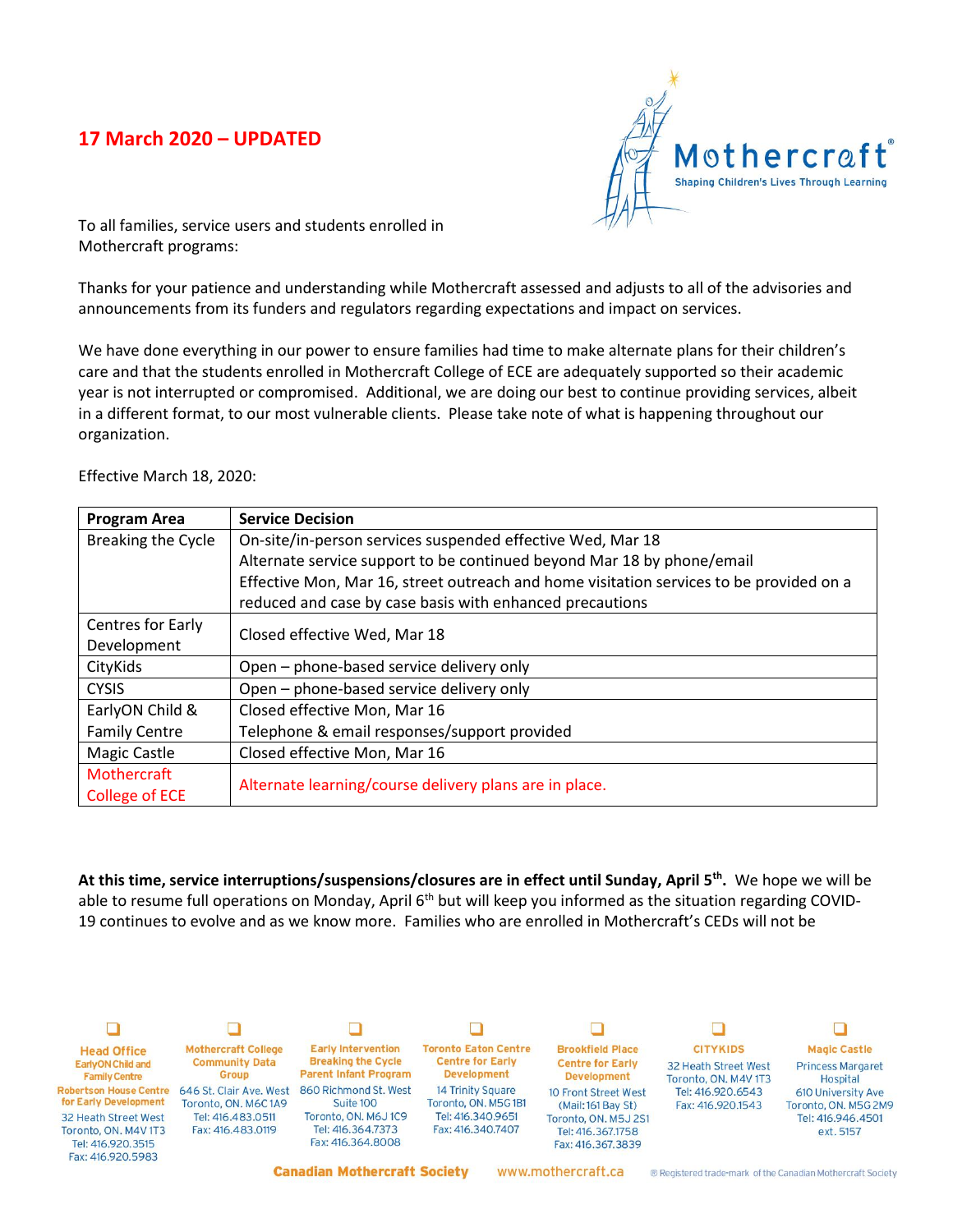**17 March 2020 – UPDATED**

To all families, service users and students enrolled in Mothercraft programs:

Thanks for your patience and understanding while Mothercraft assessed and adjusts to all of the advisories and announcements from its funders and regulators regarding expectations and impact on services.

We have done everything in our power to ensure families had time to make alternate plans for their children's care and that the students enrolled in Mothercraft College of ECE are adequately supported so their academic year is not interrupted or compromised. Additional, we are doing our best to continue providing services, albeit in a different format, to our most vulnerable clients. Please take note of what is happening throughout our organization.

Effective March 18, 2020:

| Program Area | Service Decision |
| --- | --- |
| Breaking the Cycle | On-site/in-person services suspended effective Wed, Mar 18<br>Alternate service support to be continued beyond Mar 18 by phone/email<br>Effective Mon, Mar 16, street outreach and home visitation services to be provided on a reduced and case by case basis with enhanced precautions |
| Centres for Early Development | Closed effective Wed, Mar 18 |
| CityKids | Open – phone-based service delivery only |
| CYSIS | Open – phone-based service delivery only |
| EarlyON Child & Family Centre | Closed effective Mon, Mar 16<br>Telephone & email responses/support provided |
| Magic Castle | Closed effective Mon, Mar 16 |
| Mothercraft College of ECE | Alternate learning/course delivery plans are in place. |

**At this time, service interruptions/suspensions/closures are in effect until Sunday, April 5th.** We hope we will be able to resume full operations on Monday, April 6th but will keep you informed as the situation regarding COVID-19 continues to evolve and as we know more. Families who are enrolled in Mothercraft's CEDs will not be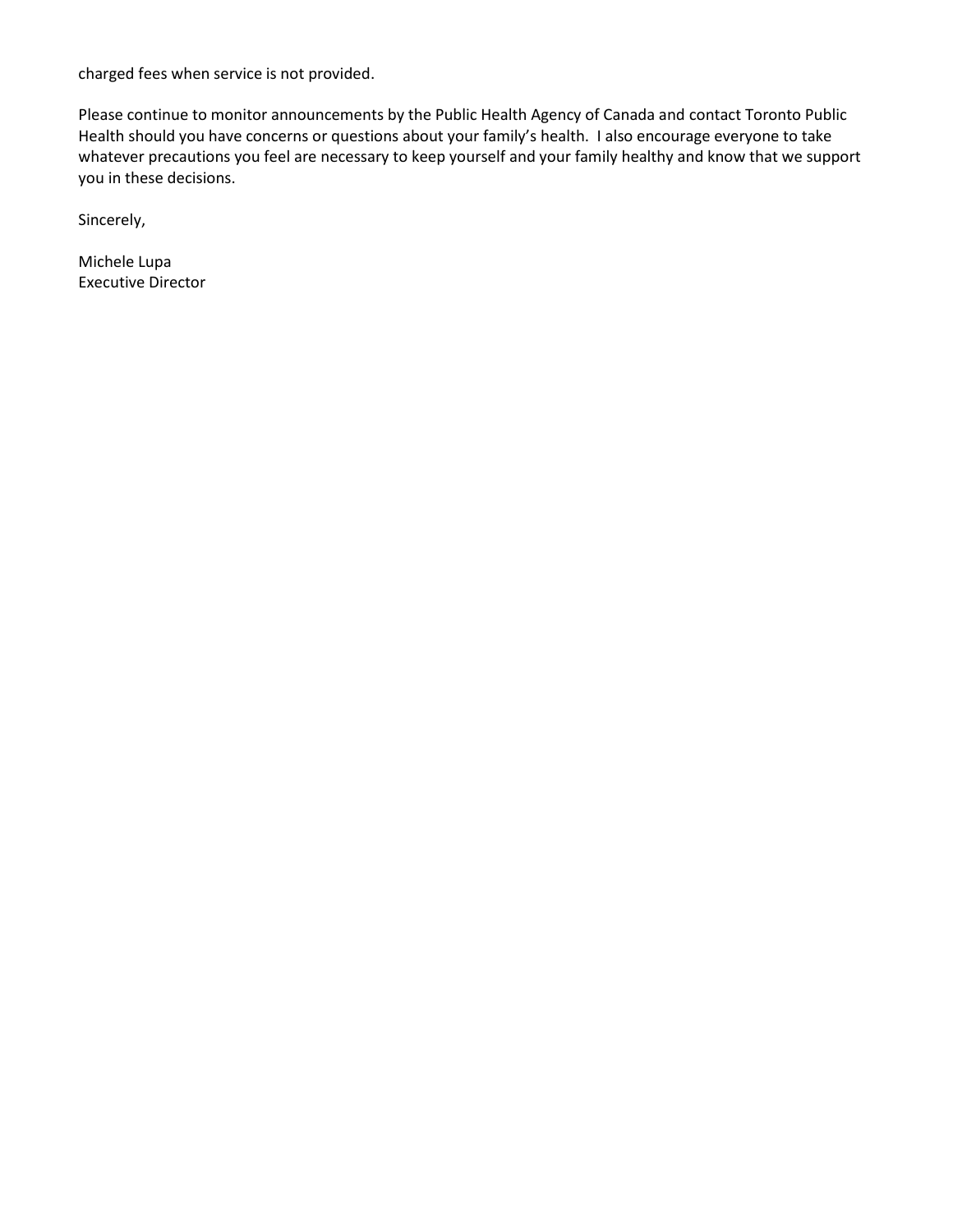charged fees when service is not provided.

Please continue to monitor announcements by the Public Health Agency of Canada and contact Toronto Public Health should you have concerns or questions about your family's health. I also encourage everyone to take whatever precautions you feel are necessary to keep yourself and your family healthy and know that we support you in these decisions.

Sincerely,

Michele Lupa  
Executive Director